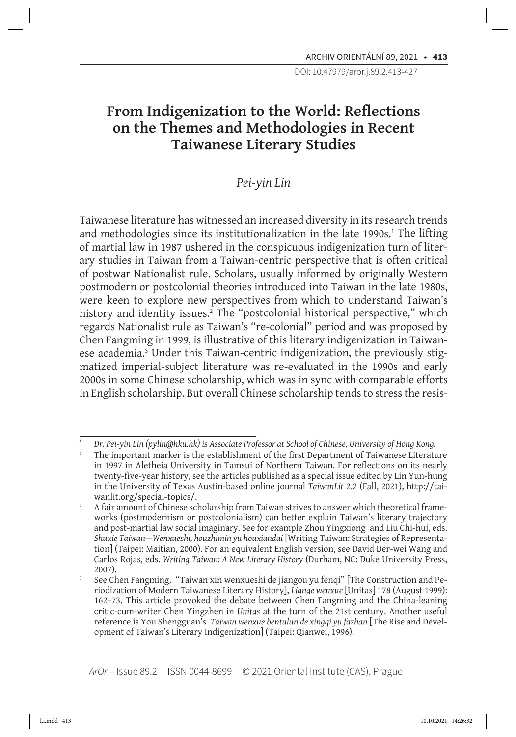# From Indigenization to the World: Reflections on the Themes and Methodologies in Recent Taiwanese Literary Studies

*Pei-yin Lin*

Taiwanese literature has witnessed an increased diversity in its research trends and methodologies since its institutionalization in the late 1990s.[1] The lifting of martial law in 1987 ushered in the conspicuous indigenization turn of literary studies in Taiwan from a Taiwan-centric perspective that is often critical of postwar Nationalist rule. Scholars, usually informed by originally Western postmodern or postcolonial theories introduced into Taiwan in the late 1980s, were keen to explore new perspectives from which to understand Taiwan's history and identity issues.[2] The "postcolonial historical perspective," which regards Nationalist rule as Taiwan's "re-colonial" period and was proposed by Chen Fangming in 1999, is illustrative of this literary indigenization in Taiwanese academia.[3] Under this Taiwan-centric indigenization, the previously stigmatized imperial-subject literature was re-evaluated in the 1990s and early 2000s in some Chinese scholarship, which was in sync with comparable efforts in English scholarship. But overall Chinese scholarship tends to stress the resis-

---

\* *Dr. Pei-yin Lin (pylin@hku.hk) is Associate Professor at School of Chinese, University of Hong Kong.*

[1] The important marker is the establishment of the first Department of Taiwanese Literature in 1997 in Aletheia University in Tamsui of Northern Taiwan. For reflections on its nearly twenty-five-year history, see the articles published as a special issue edited by Lin Yun-hung in the University of Texas Austin-based online journal *TaiwanLit* 2.2 (Fall, 2021), http://taiwanlit.org/special-topics/.

[2] A fair amount of Chinese scholarship from Taiwan strives to answer which theoretical frameworks (postmodernism or postcolonialism) can better explain Taiwan's literary trajectory and post-martial law social imaginary. See for example Zhou Yingxiong and Liu Chi-hui, eds. *Shuxie Taiwan—Wenxueshi, houzhimin yu houxiandai* [Writing Taiwan: Strategies of Representation] (Taipei: Maitian, 2000). For an equivalent English version, see David Der-wei Wang and Carlos Rojas, eds. *Writing Taiwan: A New Literary History* (Durham, NC: Duke University Press, 2007).

[3] See Chen Fangming, "Taiwan xin wenxueshi de jiangou yu fenqi" [The Construction and Periodization of Modern Taiwanese Literary History], *Liange wenxue* [Unitas] 178 (August 1999): 162–73. This article provoked the debate between Chen Fangming and the China-leaning critic-cum-writer Chen Yingzhen in *Unitas* at the turn of the 21st century. Another useful reference is You Shengguan's *Taiwan wenxue bentulun de xingqi yu fazhan* [The Rise and Development of Taiwan's Literary Indigenization] (Taipei: Qianwei, 1996).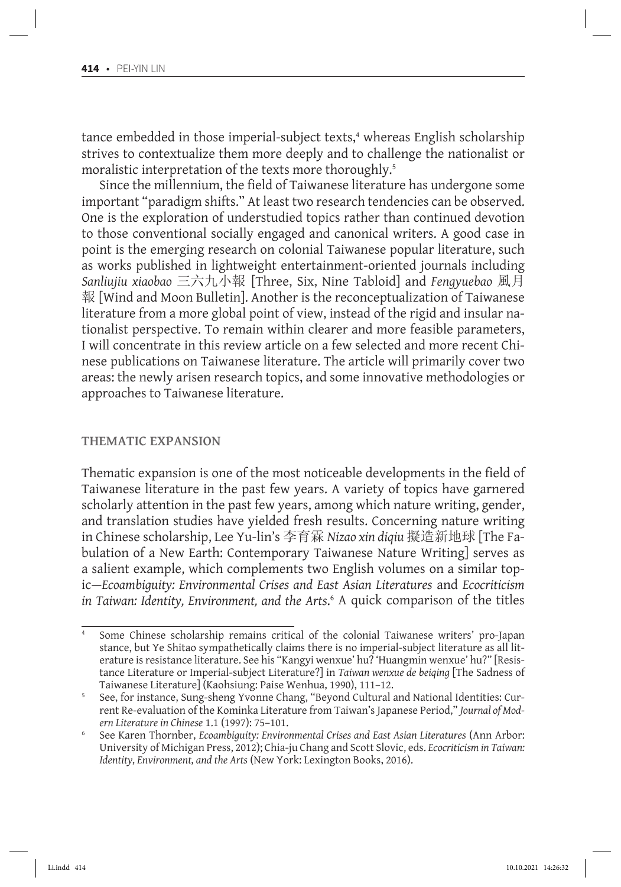tance embedded in those imperial-subject texts,[4] whereas English scholarship strives to contextualize them more deeply and to challenge the nationalist or moralistic interpretation of the texts more thoroughly.[5]

Since the millennium, the field of Taiwanese literature has undergone some important "paradigm shifts." At least two research tendencies can be observed. One is the exploration of understudied topics rather than continued devotion to those conventional socially engaged and canonical writers. A good case in point is the emerging research on colonial Taiwanese popular literature, such as works published in lightweight entertainment-oriented journals including *Sanliujiu xiaobao* 三六九小報 [Three, Six, Nine Tabloid] and *Fengyuebao* 風月報 [Wind and Moon Bulletin]. Another is the reconceptualization of Taiwanese literature from a more global point of view, instead of the rigid and insular nationalist perspective. To remain within clearer and more feasible parameters, I will concentrate in this review article on a few selected and more recent Chinese publications on Taiwanese literature. The article will primarily cover two areas: the newly arisen research topics, and some innovative methodologies or approaches to Taiwanese literature.

## THEMATIC EXPANSION

Thematic expansion is one of the most noticeable developments in the field of Taiwanese literature in the past few years. A variety of topics have garnered scholarly attention in the past few years, among which nature writing, gender, and translation studies have yielded fresh results. Concerning nature writing in Chinese scholarship, Lee Yu-lin's 李育霖 *Nizao xin diqiu* 擬造新地球 [The Fabulation of a New Earth: Contemporary Taiwanese Nature Writing] serves as a salient example, which complements two English volumes on a similar topic—*Ecoambiguity: Environmental Crises and East Asian Literatures* and *Ecocriticism in Taiwan: Identity, Environment, and the Arts*.[6] A quick comparison of the titles

---

[4] Some Chinese scholarship remains critical of the colonial Taiwanese writers' pro-Japan stance, but Ye Shitao sympathetically claims there is no imperial-subject literature as all literature is resistance literature. See his "Kangyi wenxue' hu? 'Huangmin wenxue' hu?" [Resistance Literature or Imperial-subject Literature?] in *Taiwan wenxue de beiqing* [The Sadness of Taiwanese Literature] (Kaohsiung: Paise Wenhua, 1990), 111–12.

[5] See, for instance, Sung-sheng Yvonne Chang, "Beyond Cultural and National Identities: Current Re-evaluation of the Kominka Literature from Taiwan's Japanese Period," *Journal of Modern Literature in Chinese* 1.1 (1997): 75–101.

[6] See Karen Thornber, *Ecoambiguity: Environmental Crises and East Asian Literatures* (Ann Arbor: University of Michigan Press, 2012); Chia-ju Chang and Scott Slovic, eds. *Ecocriticism in Taiwan: Identity, Environment, and the Arts* (New York: Lexington Books, 2016).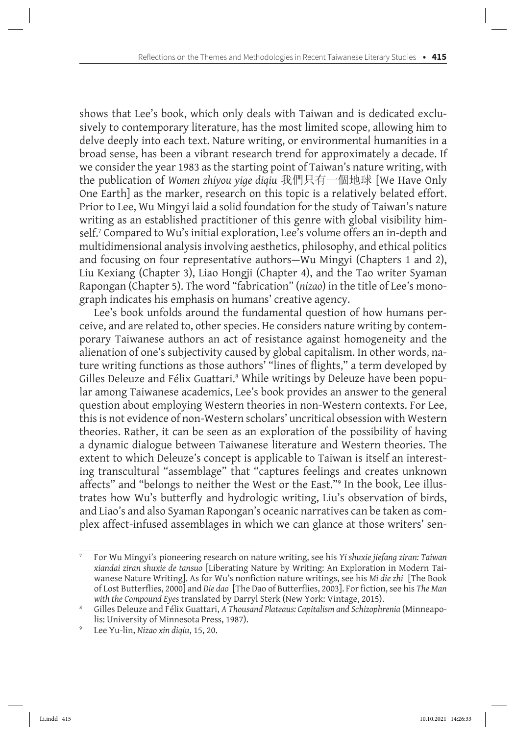shows that Lee's book, which only deals with Taiwan and is dedicated exclusively to contemporary literature, has the most limited scope, allowing him to delve deeply into each text. Nature writing, or environmental humanities in a broad sense, has been a vibrant research trend for approximately a decade. If we consider the year 1983 as the starting point of Taiwan's nature writing, with the publication of *Women zhiyou yige diqiu* 我們只有一個地球 [We Have Only One Earth] as the marker, research on this topic is a relatively belated effort. Prior to Lee, Wu Mingyi laid a solid foundation for the study of Taiwan's nature writing as an established practitioner of this genre with global visibility himself.[7] Compared to Wu's initial exploration, Lee's volume offers an in-depth and multidimensional analysis involving aesthetics, philosophy, and ethical politics and focusing on four representative authors—Wu Mingyi (Chapters 1 and 2), Liu Kexiang (Chapter 3), Liao Hongji (Chapter 4), and the Tao writer Syaman Rapongan (Chapter 5). The word "fabrication" (*nizao*) in the title of Lee's monograph indicates his emphasis on humans' creative agency.

Lee's book unfolds around the fundamental question of how humans perceive, and are related to, other species. He considers nature writing by contemporary Taiwanese authors an act of resistance against homogeneity and the alienation of one's subjectivity caused by global capitalism. In other words, nature writing functions as those authors' "lines of flights," a term developed by Gilles Deleuze and Félix Guattari.[8] While writings by Deleuze have been popular among Taiwanese academics, Lee's book provides an answer to the general question about employing Western theories in non-Western contexts. For Lee, this is not evidence of non-Western scholars' uncritical obsession with Western theories. Rather, it can be seen as an exploration of the possibility of having a dynamic dialogue between Taiwanese literature and Western theories. The extent to which Deleuze's concept is applicable to Taiwan is itself an interesting transcultural "assemblage" that "captures feelings and creates unknown affects" and "belongs to neither the West or the East."[9] In the book, Lee illustrates how Wu's butterfly and hydrologic writing, Liu's observation of birds, and Liao's and also Syaman Rapongan's oceanic narratives can be taken as complex affect-infused assemblages in which we can glance at those writers' sen-

---

[7] For Wu Mingyi's pioneering research on nature writing, see his *Yi shuxie jiefang ziran: Taiwan xiandai ziran shuxie de tansuo* [Liberating Nature by Writing: An Exploration in Modern Taiwanese Nature Writing]. As for Wu's nonfiction nature writings, see his *Mi die zhi* [The Book of Lost Butterflies, 2000] and *Die dao* [The Dao of Butterflies, 2003]. For fiction, see his *The Man with the Compound Eyes* translated by Darryl Sterk (New York: Vintage, 2015).

[8] Gilles Deleuze and Félix Guattari, *A Thousand Plateaus: Capitalism and Schizophrenia* (Minneapolis: University of Minnesota Press, 1987).

[9] Lee Yu-lin, *Nizao xin diqiu*, 15, 20.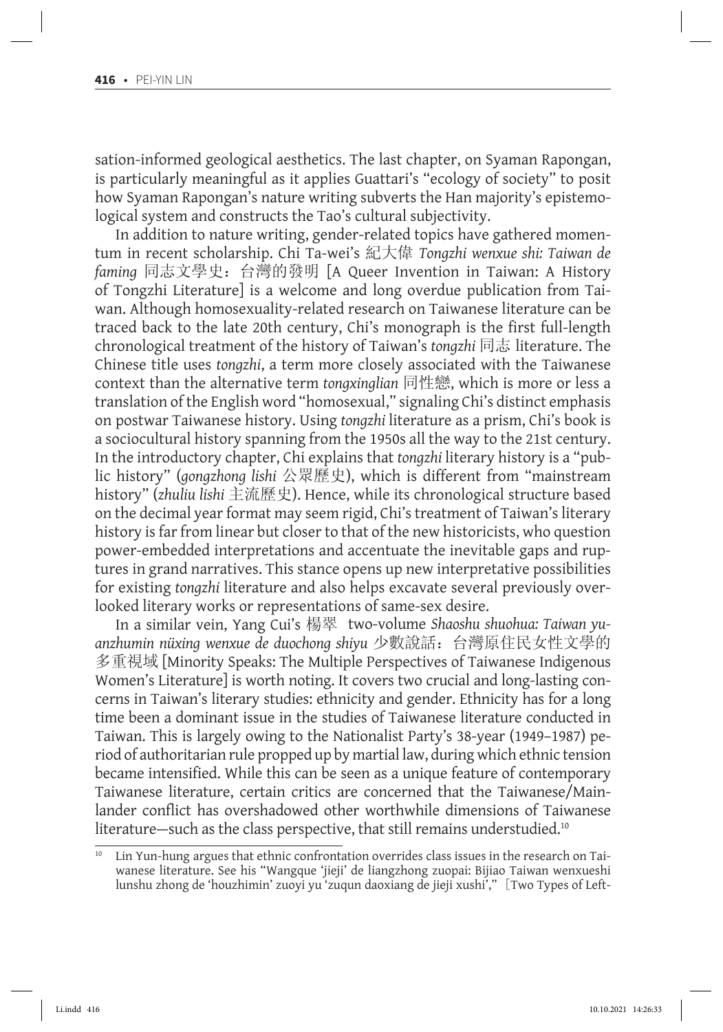sation-informed geological aesthetics. The last chapter, on Syaman Rapongan, is particularly meaningful as it applies Guattari's "ecology of society" to posit how Syaman Rapongan's nature writing subverts the Han majority's epistemological system and constructs the Tao's cultural subjectivity.

In addition to nature writing, gender-related topics have gathered momentum in recent scholarship. Chi Ta-wei's 紀大偉 *Tongzhi wenxue shi: Taiwan de faming* 同志文學史：台灣的發明 [A Queer Invention in Taiwan: A History of Tongzhi Literature] is a welcome and long overdue publication from Taiwan. Although homosexuality-related research on Taiwanese literature can be traced back to the late 20th century, Chi's monograph is the first full-length chronological treatment of the history of Taiwan's *tongzhi* 同志 literature. The Chinese title uses *tongzhi*, a term more closely associated with the Taiwanese context than the alternative term *tongxinglian* 同性戀, which is more or less a translation of the English word "homosexual," signaling Chi's distinct emphasis on postwar Taiwanese history. Using *tongzhi* literature as a prism, Chi's book is a sociocultural history spanning from the 1950s all the way to the 21st century. In the introductory chapter, Chi explains that *tongzhi* literary history is a "public history" (*gongzhong lishi* 公眾歷史), which is different from "mainstream history" (*zhuliu lishi* 主流歷史). Hence, while its chronological structure based on the decimal year format may seem rigid, Chi's treatment of Taiwan's literary history is far from linear but closer to that of the new historicists, who question power-embedded interpretations and accentuate the inevitable gaps and ruptures in grand narratives. This stance opens up new interpretative possibilities for existing *tongzhi* literature and also helps excavate several previously overlooked literary works or representations of same-sex desire.

In a similar vein, Yang Cui's 楊翠 two-volume *Shaoshu shuohua: Taiwan yuanzhumin nüxing wenxue de duochong shiyu* 少數說話：台灣原住民女性文學的多重視域 [Minority Speaks: The Multiple Perspectives of Taiwanese Indigenous Women's Literature] is worth noting. It covers two crucial and long-lasting concerns in Taiwan's literary studies: ethnicity and gender. Ethnicity has for a long time been a dominant issue in the studies of Taiwanese literature conducted in Taiwan. This is largely owing to the Nationalist Party's 38-year (1949–1987) period of authoritarian rule propped up by martial law, during which ethnic tension became intensified. While this can be seen as a unique feature of contemporary Taiwanese literature, certain critics are concerned that the Taiwanese/Mainlander conflict has overshadowed other worthwhile dimensions of Taiwanese literature—such as the class perspective, that still remains understudied.[10]

[10] Lin Yun-hung argues that ethnic confrontation overrides class issues in the research on Taiwanese literature. See his "Wangque 'jieji' de liangzhong zuopai: Bijiao Taiwan wenxueshi lunshu zhong de 'houzhimin' zuoyi yu 'zuqun daoxiang de jieji xushi'," [Two Types of Left-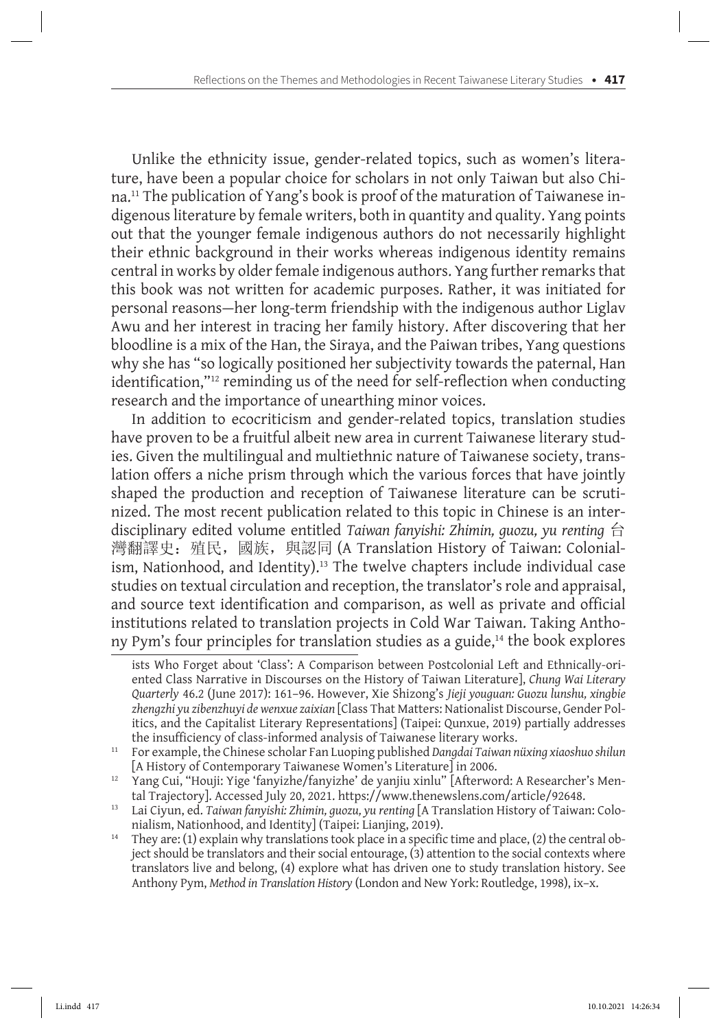Unlike the ethnicity issue, gender-related topics, such as women's literature, have been a popular choice for scholars in not only Taiwan but also China.[11] The publication of Yang's book is proof of the maturation of Taiwanese indigenous literature by female writers, both in quantity and quality. Yang points out that the younger female indigenous authors do not necessarily highlight their ethnic background in their works whereas indigenous identity remains central in works by older female indigenous authors. Yang further remarks that this book was not written for academic purposes. Rather, it was initiated for personal reasons—her long-term friendship with the indigenous author Liglav Awu and her interest in tracing her family history. After discovering that her bloodline is a mix of the Han, the Siraya, and the Paiwan tribes, Yang questions why she has "so logically positioned her subjectivity towards the paternal, Han identification,"[12] reminding us of the need for self-reflection when conducting research and the importance of unearthing minor voices.

In addition to ecocriticism and gender-related topics, translation studies have proven to be a fruitful albeit new area in current Taiwanese literary studies. Given the multilingual and multiethnic nature of Taiwanese society, translation offers a niche prism through which the various forces that have jointly shaped the production and reception of Taiwanese literature can be scrutinized. The most recent publication related to this topic in Chinese is an interdisciplinary edited volume entitled *Taiwan fanyishi: Zhimin, guozu, yu renting* 台灣翻譯史：殖民，國族，與認同 (A Translation History of Taiwan: Colonialism, Nationhood, and Identity).[13] The twelve chapters include individual case studies on textual circulation and reception, the translator's role and appraisal, and source text identification and comparison, as well as private and official institutions related to translation projects in Cold War Taiwan. Taking Anthony Pym's four principles for translation studies as a guide,[14] the book explores

ists Who Forget about 'Class': A Comparison between Postcolonial Left and Ethnically-oriented Class Narrative in Discourses on the History of Taiwan Literature], *Chung Wai Literary Quarterly* 46.2 (June 2017): 161–96. However, Xie Shizong's *Jieji youguan: Guozu lunshu, xingbie zhengzhi yu zibenzhuyi de wenxue zaixian* [Class That Matters: Nationalist Discourse, Gender Politics, and the Capitalist Literary Representations] (Taipei: Qunxue, 2019) partially addresses the insufficiency of class-informed analysis of Taiwanese literary works.

[11] For example, the Chinese scholar Fan Luoping published *Dangdai Taiwan nüxing xiaoshuo shilun* [A History of Contemporary Taiwanese Women's Literature] in 2006.

[12] Yang Cui, "Houji: Yige 'fanyizhe/fanyizhe' de yanjiu xinlu" [Afterword: A Researcher's Mental Trajectory]. Accessed July 20, 2021. https://www.thenewslens.com/article/92648.

[13] Lai Ciyun, ed. *Taiwan fanyishi: Zhimin, guozu, yu renting* [A Translation History of Taiwan: Colonialism, Nationhood, and Identity] (Taipei: Lianjing, 2019).

[14] They are: (1) explain why translations took place in a specific time and place, (2) the central object should be translators and their social entourage, (3) attention to the social contexts where translators live and belong, (4) explore what has driven one to study translation history. See Anthony Pym, *Method in Translation History* (London and New York: Routledge, 1998), ix–x.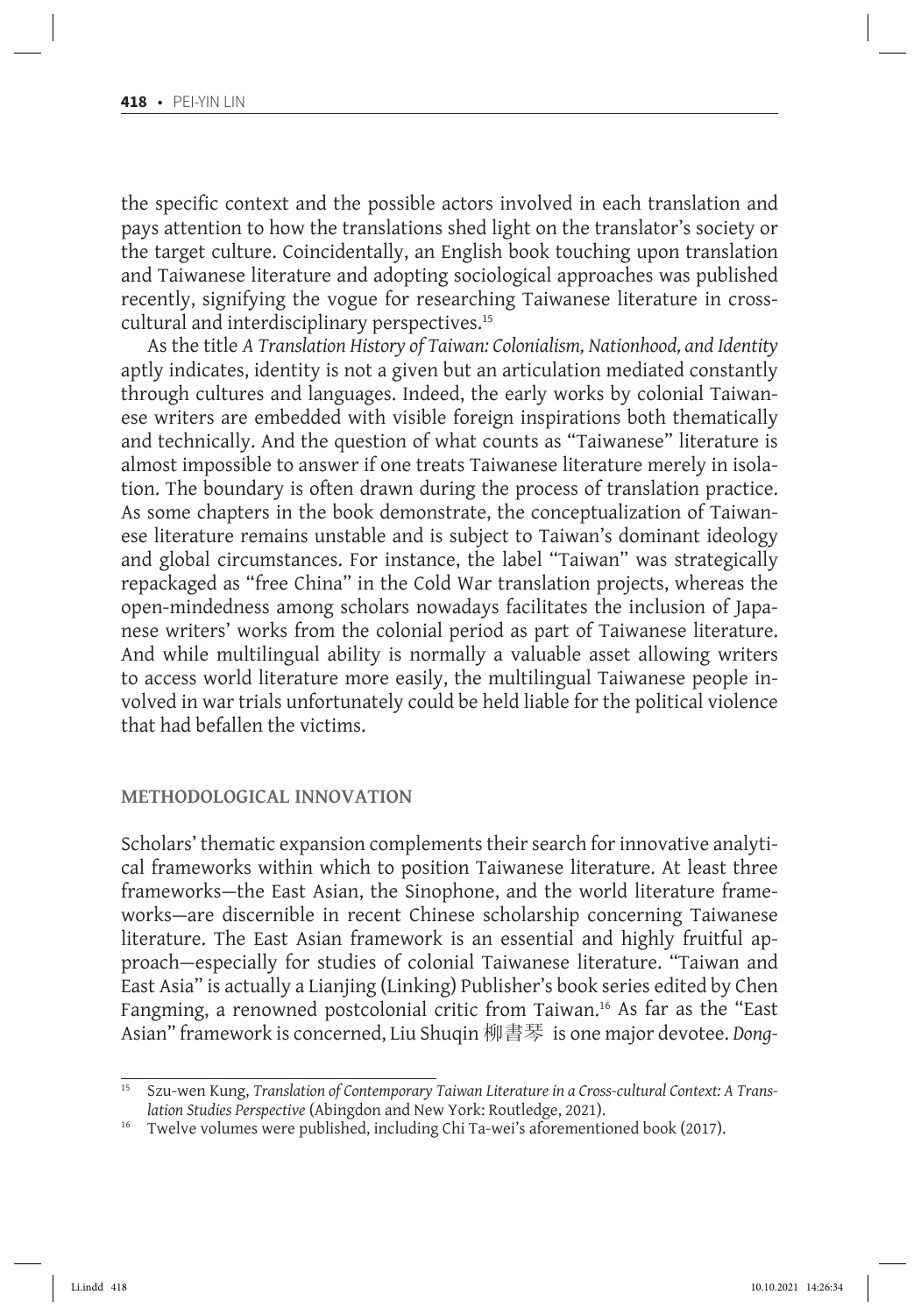the specific context and the possible actors involved in each translation and pays attention to how the translations shed light on the translator's society or the target culture. Coincidentally, an English book touching upon translation and Taiwanese literature and adopting sociological approaches was published recently, signifying the vogue for researching Taiwanese literature in cross-cultural and interdisciplinary perspectives.[15]

As the title *A Translation History of Taiwan: Colonialism, Nationhood, and Identity* aptly indicates, identity is not a given but an articulation mediated constantly through cultures and languages. Indeed, the early works by colonial Taiwanese writers are embedded with visible foreign inspirations both thematically and technically. And the question of what counts as "Taiwanese" literature is almost impossible to answer if one treats Taiwanese literature merely in isolation. The boundary is often drawn during the process of translation practice. As some chapters in the book demonstrate, the conceptualization of Taiwanese literature remains unstable and is subject to Taiwan's dominant ideology and global circumstances. For instance, the label "Taiwan" was strategically repackaged as "free China" in the Cold War translation projects, whereas the open-mindedness among scholars nowadays facilitates the inclusion of Japanese writers' works from the colonial period as part of Taiwanese literature. And while multilingual ability is normally a valuable asset allowing writers to access world literature more easily, the multilingual Taiwanese people involved in war trials unfortunately could be held liable for the political violence that had befallen the victims.

## METHODOLOGICAL INNOVATION

Scholars' thematic expansion complements their search for innovative analytical frameworks within which to position Taiwanese literature. At least three frameworks—the East Asian, the Sinophone, and the world literature frameworks—are discernible in recent Chinese scholarship concerning Taiwanese literature. The East Asian framework is an essential and highly fruitful approach—especially for studies of colonial Taiwanese literature. "Taiwan and East Asia" is actually a Lianjing (Linking) Publisher's book series edited by Chen Fangming, a renowned postcolonial critic from Taiwan.[16] As far as the "East Asian" framework is concerned, Liu Shuqin 柳書琴 is one major devotee. *Dong-*

---

[15] Szu-wen Kung, *Translation of Contemporary Taiwan Literature in a Cross-cultural Context: A Translation Studies Perspective* (Abingdon and New York: Routledge, 2021).

[16] Twelve volumes were published, including Chi Ta-wei's aforementioned book (2017).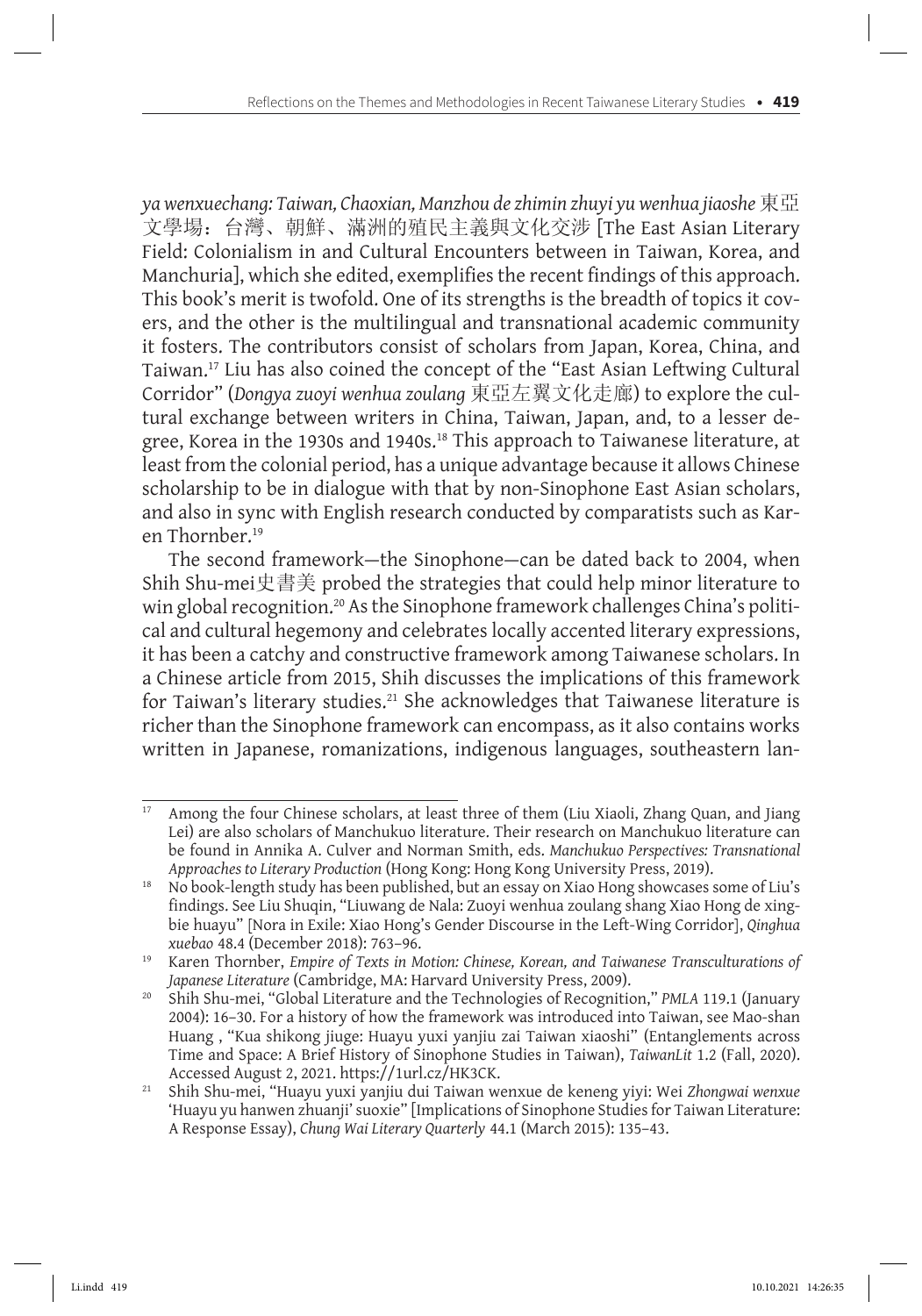*ya wenxuechang: Taiwan, Chaoxian, Manzhou de zhimin zhuyi yu wenhua jiaoshe* 東亞文學場：台灣、朝鮮、滿洲的殖民主義與文化交涉 [The East Asian Literary Field: Colonialism in and Cultural Encounters between in Taiwan, Korea, and Manchuria], which she edited, exemplifies the recent findings of this approach. This book's merit is twofold. One of its strengths is the breadth of topics it covers, and the other is the multilingual and transnational academic community it fosters. The contributors consist of scholars from Japan, Korea, China, and Taiwan.[17] Liu has also coined the concept of the "East Asian Leftwing Cultural Corridor" (*Dongya zuoyi wenhua zoulang* 東亞左翼文化走廊) to explore the cultural exchange between writers in China, Taiwan, Japan, and, to a lesser degree, Korea in the 1930s and 1940s.[18] This approach to Taiwanese literature, at least from the colonial period, has a unique advantage because it allows Chinese scholarship to be in dialogue with that by non-Sinophone East Asian scholars, and also in sync with English research conducted by comparatists such as Karen Thornber.[19]

The second framework—the Sinophone—can be dated back to 2004, when Shih Shu-mei史書美 probed the strategies that could help minor literature to win global recognition.[20] As the Sinophone framework challenges China's political and cultural hegemony and celebrates locally accented literary expressions, it has been a catchy and constructive framework among Taiwanese scholars. In a Chinese article from 2015, Shih discusses the implications of this framework for Taiwan's literary studies.[21] She acknowledges that Taiwanese literature is richer than the Sinophone framework can encompass, as it also contains works written in Japanese, romanizations, indigenous languages, southeastern lan-

---

17 Among the four Chinese scholars, at least three of them (Liu Xiaoli, Zhang Quan, and Jiang Lei) are also scholars of Manchukuo literature. Their research on Manchukuo literature can be found in Annika A. Culver and Norman Smith, eds. *Manchukuo Perspectives: Transnational Approaches to Literary Production* (Hong Kong: Hong Kong University Press, 2019).

18 No book-length study has been published, but an essay on Xiao Hong showcases some of Liu's findings. See Liu Shuqin, "Liuwang de Nala: Zuoyi wenhua zoulang shang Xiao Hong de xingbie huayu" [Nora in Exile: Xiao Hong's Gender Discourse in the Left-Wing Corridor], *Qinghua xuebao* 48.4 (December 2018): 763–96.

19 Karen Thornber, *Empire of Texts in Motion: Chinese, Korean, and Taiwanese Transculturations of Japanese Literature* (Cambridge, MA: Harvard University Press, 2009).

20 Shih Shu-mei, "Global Literature and the Technologies of Recognition," *PMLA* 119.1 (January 2004): 16–30. For a history of how the framework was introduced into Taiwan, see Mao-shan Huang , "Kua shikong jiuge: Huayu yuxi yanjiu zai Taiwan xiaoshi" (Entanglements across Time and Space: A Brief History of Sinophone Studies in Taiwan), *TaiwanLit* 1.2 (Fall, 2020). Accessed August 2, 2021. https://1url.cz/HK3CK.

21 Shih Shu-mei, "Huayu yuxi yanjiu dui Taiwan wenxue de keneng yiyi: Wei *Zhongwai wenxue* 'Huayu yu hanwen zhuanji' suoxie" [Implications of Sinophone Studies for Taiwan Literature: A Response Essay), *Chung Wai Literary Quarterly* 44.1 (March 2015): 135–43.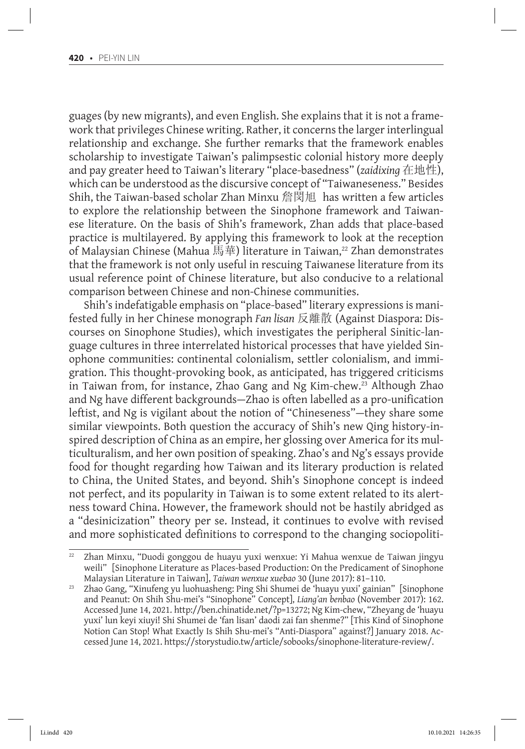guages (by new migrants), and even English. She explains that it is not a framework that privileges Chinese writing. Rather, it concerns the larger interlingual relationship and exchange. She further remarks that the framework enables scholarship to investigate Taiwan's palimpsestic colonial history more deeply and pay greater heed to Taiwan's literary "place-basedness" (*zaidixing* 在地性), which can be understood as the discursive concept of "Taiwaneseness." Besides Shih, the Taiwan-based scholar Zhan Minxu 詹閔旭 has written a few articles to explore the relationship between the Sinophone framework and Taiwanese literature. On the basis of Shih's framework, Zhan adds that place-based practice is multilayered. By applying this framework to look at the reception of Malaysian Chinese (Mahua 馬華) literature in Taiwan,[22] Zhan demonstrates that the framework is not only useful in rescuing Taiwanese literature from its usual reference point of Chinese literature, but also conducive to a relational comparison between Chinese and non-Chinese communities.

Shih's indefatigable emphasis on "place-based" literary expressions is manifested fully in her Chinese monograph *Fan lisan* 反離散 (Against Diaspora: Discourses on Sinophone Studies), which investigates the peripheral Sinitic-language cultures in three interrelated historical processes that have yielded Sinophone communities: continental colonialism, settler colonialism, and immigration. This thought-provoking book, as anticipated, has triggered criticisms in Taiwan from, for instance, Zhao Gang and Ng Kim-chew.[23] Although Zhao and Ng have different backgrounds—Zhao is often labelled as a pro-unification leftist, and Ng is vigilant about the notion of "Chineseness"—they share some similar viewpoints. Both question the accuracy of Shih's new Qing history-inspired description of China as an empire, her glossing over America for its multiculturalism, and her own position of speaking. Zhao's and Ng's essays provide food for thought regarding how Taiwan and its literary production is related to China, the United States, and beyond. Shih's Sinophone concept is indeed not perfect, and its popularity in Taiwan is to some extent related to its alertness toward China. However, the framework should not be hastily abridged as a "desinicization" theory per se. Instead, it continues to evolve with revised and more sophisticated definitions to correspond to the changing sociopoliti-

---

[22] Zhan Minxu, "Duodi gonggou de huayu yuxi wenxue: Yi Mahua wenxue de Taiwan jingyu weili" [Sinophone Literature as Places-based Production: On the Predicament of Sinophone Malaysian Literature in Taiwan], *Taiwan wenxue xuebao* 30 (June 2017): 81–110.

[23] Zhao Gang, "Xinufeng yu luohuasheng: Ping Shi Shumei de 'huayu yuxi' gainian" [Sinophone and Peanut: On Shih Shu-mei's "Sinophone" Concept], *Liang'an benbao* (November 2017): 162. Accessed June 14, 2021. http://ben.chinatide.net/?p=13272; Ng Kim-chew, "Zheyang de 'huayu yuxi' lun keyi xiuyi! Shi Shumei de 'fan lisan' daodi zai fan shenme?" [This Kind of Sinophone Notion Can Stop! What Exactly Is Shih Shu-mei's "Anti-Diaspora" against?] January 2018. Accessed June 14, 2021. https://storystudio.tw/article/sobooks/sinophone-literature-review/.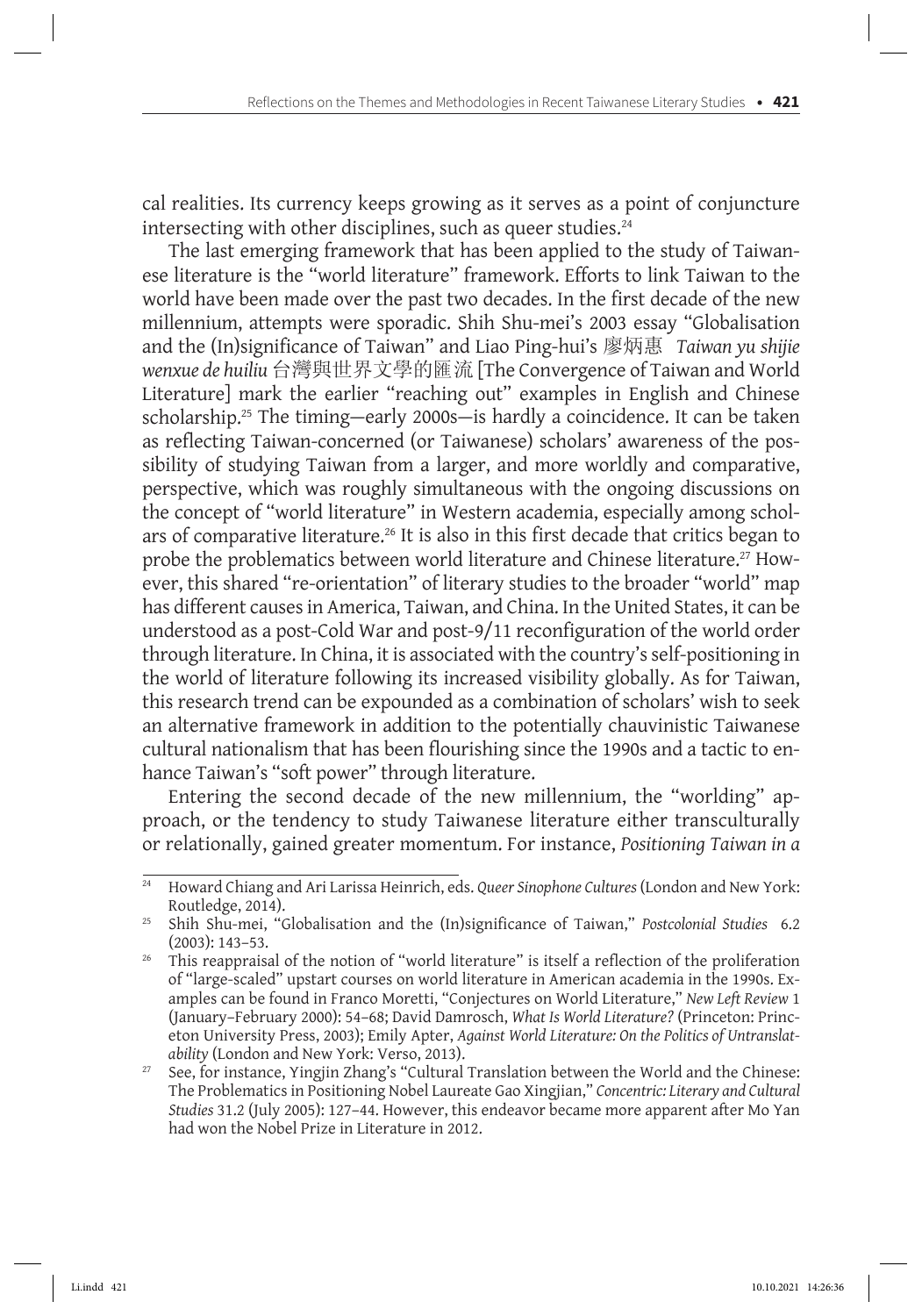cal realities. Its currency keeps growing as it serves as a point of conjuncture intersecting with other disciplines, such as queer studies.[24]

The last emerging framework that has been applied to the study of Taiwanese literature is the "world literature" framework. Efforts to link Taiwan to the world have been made over the past two decades. In the first decade of the new millennium, attempts were sporadic. Shih Shu-mei's 2003 essay "Globalisation and the (In)significance of Taiwan" and Liao Ping-hui's 廖炳惠 *Taiwan yu shijie wenxue de huiliu* 台灣與世界文學的匯流 [The Convergence of Taiwan and World Literature] mark the earlier "reaching out" examples in English and Chinese scholarship.[25] The timing—early 2000s—is hardly a coincidence. It can be taken as reflecting Taiwan-concerned (or Taiwanese) scholars' awareness of the possibility of studying Taiwan from a larger, and more worldly and comparative, perspective, which was roughly simultaneous with the ongoing discussions on the concept of "world literature" in Western academia, especially among scholars of comparative literature.[26] It is also in this first decade that critics began to probe the problematics between world literature and Chinese literature.[27] However, this shared "re-orientation" of literary studies to the broader "world" map has different causes in America, Taiwan, and China. In the United States, it can be understood as a post-Cold War and post-9/11 reconfiguration of the world order through literature. In China, it is associated with the country's self-positioning in the world of literature following its increased visibility globally. As for Taiwan, this research trend can be expounded as a combination of scholars' wish to seek an alternative framework in addition to the potentially chauvinistic Taiwanese cultural nationalism that has been flourishing since the 1990s and a tactic to enhance Taiwan's "soft power" through literature.

Entering the second decade of the new millennium, the "worlding" approach, or the tendency to study Taiwanese literature either transculturally or relationally, gained greater momentum. For instance, *Positioning Taiwan in a*

---

[24] Howard Chiang and Ari Larissa Heinrich, eds. *Queer Sinophone Cultures* (London and New York: Routledge, 2014).

[25] Shih Shu-mei, "Globalisation and the (In)significance of Taiwan," *Postcolonial Studies* 6.2 (2003): 143–53.

[26] This reappraisal of the notion of "world literature" is itself a reflection of the proliferation of "large-scaled" upstart courses on world literature in American academia in the 1990s. Examples can be found in Franco Moretti, "Conjectures on World Literature," *New Left Review* 1 (January–February 2000): 54–68; David Damrosch, *What Is World Literature?* (Princeton: Princeton University Press, 2003); Emily Apter, *Against World Literature: On the Politics of Untranslatability* (London and New York: Verso, 2013).

[27] See, for instance, Yingjin Zhang's "Cultural Translation between the World and the Chinese: The Problematics in Positioning Nobel Laureate Gao Xingjian," *Concentric: Literary and Cultural Studies* 31.2 (July 2005): 127–44. However, this endeavor became more apparent after Mo Yan had won the Nobel Prize in Literature in 2012.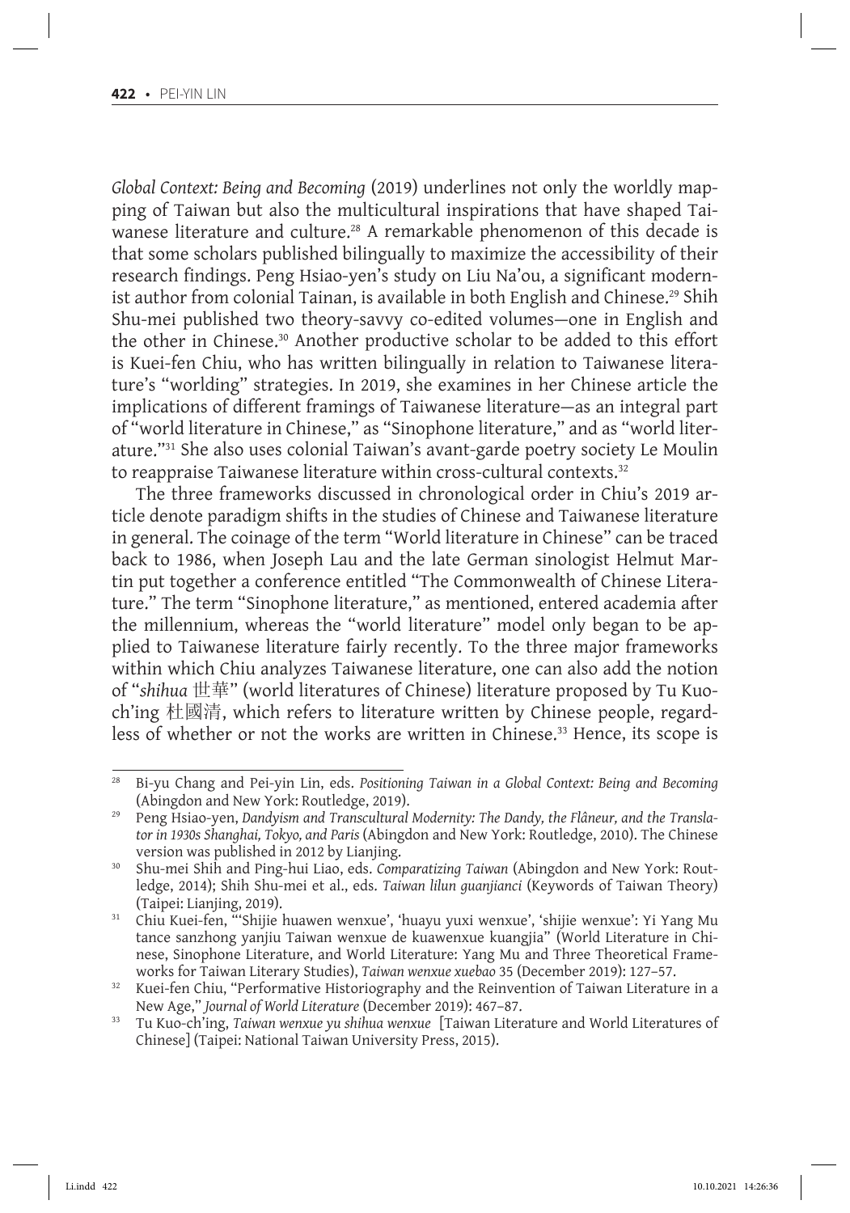*Global Context: Being and Becoming* (2019) underlines not only the worldly mapping of Taiwan but also the multicultural inspirations that have shaped Taiwanese literature and culture.[28] A remarkable phenomenon of this decade is that some scholars published bilingually to maximize the accessibility of their research findings. Peng Hsiao-yen's study on Liu Na'ou, a significant modernist author from colonial Tainan, is available in both English and Chinese.[29] Shih Shu-mei published two theory-savvy co-edited volumes—one in English and the other in Chinese.[30] Another productive scholar to be added to this effort is Kuei-fen Chiu, who has written bilingually in relation to Taiwanese literature's "worlding" strategies. In 2019, she examines in her Chinese article the implications of different framings of Taiwanese literature—as an integral part of "world literature in Chinese," as "Sinophone literature," and as "world literature."[31] She also uses colonial Taiwan's avant-garde poetry society Le Moulin to reappraise Taiwanese literature within cross-cultural contexts.[32]

The three frameworks discussed in chronological order in Chiu's 2019 article denote paradigm shifts in the studies of Chinese and Taiwanese literature in general. The coinage of the term "World literature in Chinese" can be traced back to 1986, when Joseph Lau and the late German sinologist Helmut Martin put together a conference entitled "The Commonwealth of Chinese Literature." The term "Sinophone literature," as mentioned, entered academia after the millennium, whereas the "world literature" model only began to be applied to Taiwanese literature fairly recently. To the three major frameworks within which Chiu analyzes Taiwanese literature, one can also add the notion of "*shihua* 世華" (world literatures of Chinese) literature proposed by Tu Kuo-ch'ing 杜國清, which refers to literature written by Chinese people, regardless of whether or not the works are written in Chinese.[33] Hence, its scope is

---

[28] Bi-yu Chang and Pei-yin Lin, eds. *Positioning Taiwan in a Global Context: Being and Becoming* (Abingdon and New York: Routledge, 2019).

[29] Peng Hsiao-yen, *Dandyism and Transcultural Modernity: The Dandy, the Flâneur, and the Translator in 1930s Shanghai, Tokyo, and Paris* (Abingdon and New York: Routledge, 2010). The Chinese version was published in 2012 by Lianjing.

[30] Shu-mei Shih and Ping-hui Liao, eds. *Comparatizing Taiwan* (Abingdon and New York: Routledge, 2014); Shih Shu-mei et al., eds. *Taiwan lilun guanjianci* (Keywords of Taiwan Theory) (Taipei: Lianjing, 2019).

[31] Chiu Kuei-fen, "'Shijie huawen wenxue', 'huayu yuxi wenxue', 'shijie wenxue': Yi Yang Mu tance sanzhong yanjiu Taiwan wenxue de kuawenxue kuangjia" (World Literature in Chinese, Sinophone Literature, and World Literature: Yang Mu and Three Theoretical Frameworks for Taiwan Literary Studies), *Taiwan wenxue xuebao* 35 (December 2019): 127–57.

[32] Kuei-fen Chiu, "Performative Historiography and the Reinvention of Taiwan Literature in a New Age," *Journal of World Literature* (December 2019): 467–87.

[33] Tu Kuo-ch'ing, *Taiwan wenxue yu shihua wenxue* [Taiwan Literature and World Literatures of Chinese] (Taipei: National Taiwan University Press, 2015).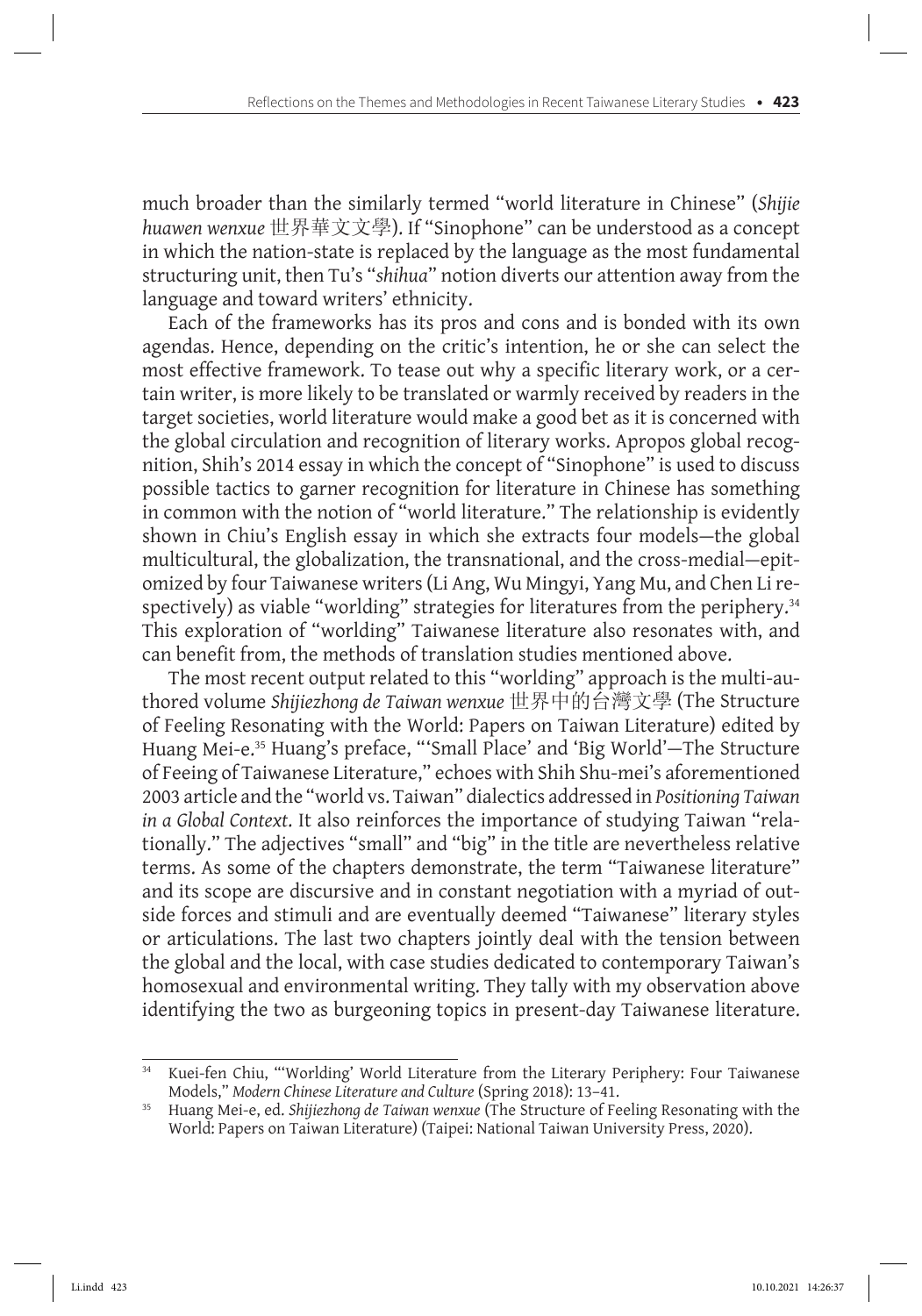much broader than the similarly termed "world literature in Chinese" (*Shijie huawen wenxue* 世界華文文學). If "Sinophone" can be understood as a concept in which the nation-state is replaced by the language as the most fundamental structuring unit, then Tu's "*shihua*" notion diverts our attention away from the language and toward writers' ethnicity.

Each of the frameworks has its pros and cons and is bonded with its own agendas. Hence, depending on the critic's intention, he or she can select the most effective framework. To tease out why a specific literary work, or a certain writer, is more likely to be translated or warmly received by readers in the target societies, world literature would make a good bet as it is concerned with the global circulation and recognition of literary works. Apropos global recognition, Shih's 2014 essay in which the concept of "Sinophone" is used to discuss possible tactics to garner recognition for literature in Chinese has something in common with the notion of "world literature." The relationship is evidently shown in Chiu's English essay in which she extracts four models—the global multicultural, the globalization, the transnational, and the cross-medial—epitomized by four Taiwanese writers (Li Ang, Wu Mingyi, Yang Mu, and Chen Li respectively) as viable "worlding" strategies for literatures from the periphery.[34] This exploration of "worlding" Taiwanese literature also resonates with, and can benefit from, the methods of translation studies mentioned above.

The most recent output related to this "worlding" approach is the multi-authored volume *Shijiezhong de Taiwan wenxue* 世界中的台灣文學 (The Structure of Feeling Resonating with the World: Papers on Taiwan Literature) edited by Huang Mei-e.[35] Huang's preface, "'Small Place' and 'Big World'—The Structure of Feeing of Taiwanese Literature," echoes with Shih Shu-mei's aforementioned 2003 article and the "world vs. Taiwan" dialectics addressed in *Positioning Taiwan in a Global Context*. It also reinforces the importance of studying Taiwan "relationally." The adjectives "small" and "big" in the title are nevertheless relative terms. As some of the chapters demonstrate, the term "Taiwanese literature" and its scope are discursive and in constant negotiation with a myriad of outside forces and stimuli and are eventually deemed "Taiwanese" literary styles or articulations. The last two chapters jointly deal with the tension between the global and the local, with case studies dedicated to contemporary Taiwan's homosexual and environmental writing. They tally with my observation above identifying the two as burgeoning topics in present-day Taiwanese literature.

---

[34] Kuei-fen Chiu, "'Worlding' World Literature from the Literary Periphery: Four Taiwanese Models," *Modern Chinese Literature and Culture* (Spring 2018): 13–41.

[35] Huang Mei-e, ed. *Shijiezhong de Taiwan wenxue* (The Structure of Feeling Resonating with the World: Papers on Taiwan Literature) (Taipei: National Taiwan University Press, 2020).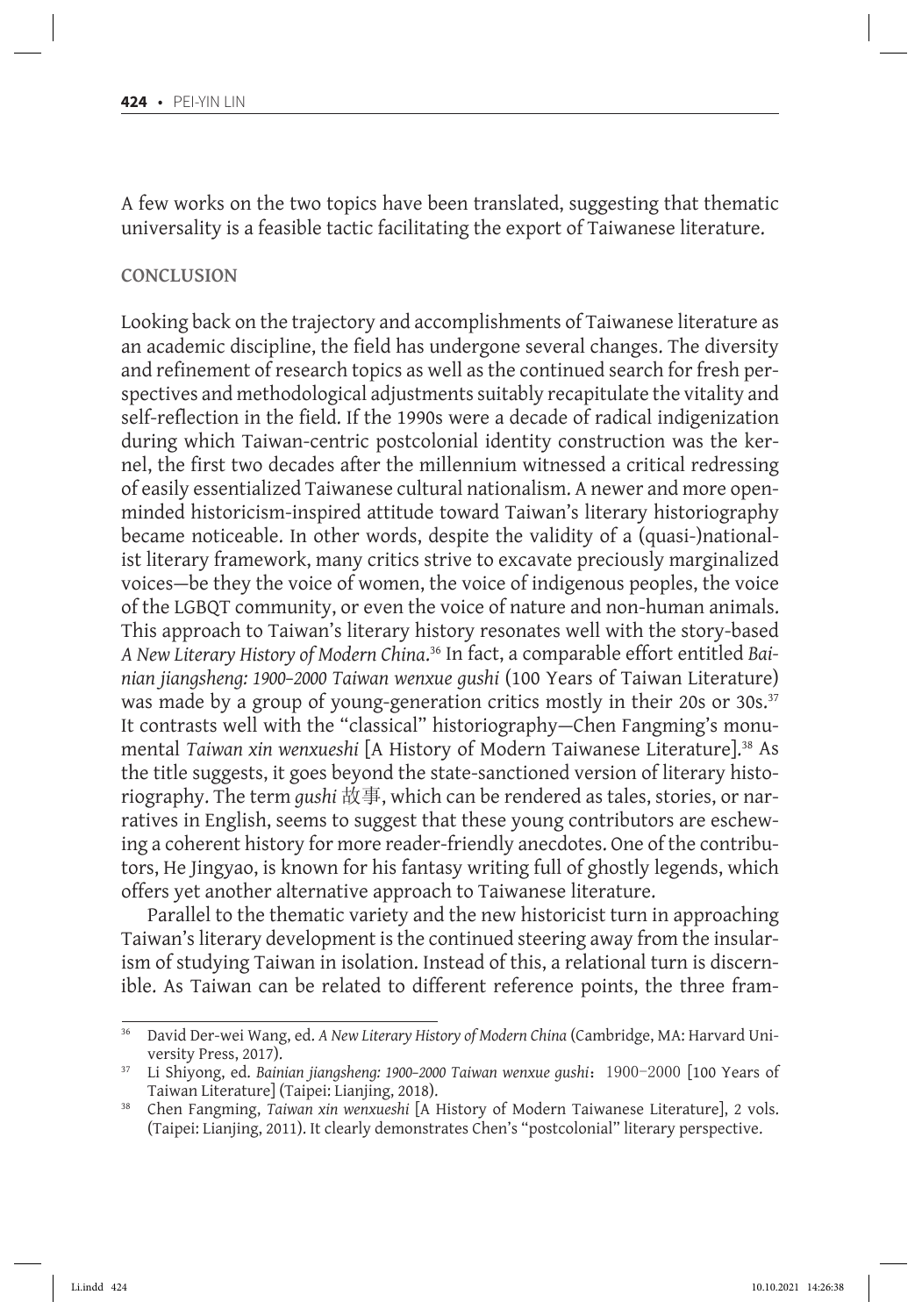A few works on the two topics have been translated, suggesting that thematic universality is a feasible tactic facilitating the export of Taiwanese literature.

## CONCLUSION

Looking back on the trajectory and accomplishments of Taiwanese literature as an academic discipline, the field has undergone several changes. The diversity and refinement of research topics as well as the continued search for fresh perspectives and methodological adjustments suitably recapitulate the vitality and self-reflection in the field. If the 1990s were a decade of radical indigenization during which Taiwan-centric postcolonial identity construction was the kernel, the first two decades after the millennium witnessed a critical redressing of easily essentialized Taiwanese cultural nationalism. A newer and more open-minded historicism-inspired attitude toward Taiwan's literary historiography became noticeable. In other words, despite the validity of a (quasi-)nationalist literary framework, many critics strive to excavate preciously marginalized voices—be they the voice of women, the voice of indigenous peoples, the voice of the LGBQT community, or even the voice of nature and non-human animals. This approach to Taiwan's literary history resonates well with the story-based *A New Literary History of Modern China*.[36] In fact, a comparable effort entitled *Bainian jiangsheng: 1900–2000 Taiwan wenxue gushi* (100 Years of Taiwan Literature) was made by a group of young-generation critics mostly in their 20s or 30s.[37] It contrasts well with the "classical" historiography—Chen Fangming's monumental *Taiwan xin wenxueshi* [A History of Modern Taiwanese Literature].[38] As the title suggests, it goes beyond the state-sanctioned version of literary historiography. The term *gushi* 故事, which can be rendered as tales, stories, or narratives in English, seems to suggest that these young contributors are eschewing a coherent history for more reader-friendly anecdotes. One of the contributors, He Jingyao, is known for his fantasy writing full of ghostly legends, which offers yet another alternative approach to Taiwanese literature.

Parallel to the thematic variety and the new historicist turn in approaching Taiwan's literary development is the continued steering away from the insularism of studying Taiwan in isolation. Instead of this, a relational turn is discernible. As Taiwan can be related to different reference points, the three fram-

---

[36] David Der-wei Wang, ed. *A New Literary History of Modern China* (Cambridge, MA: Harvard University Press, 2017).

[37] Li Shiyong, ed. *Bainian jiangsheng: 1900–2000 Taiwan wenxue gushi*：1900–2000 [100 Years of Taiwan Literature] (Taipei: Lianjing, 2018).

[38] Chen Fangming, *Taiwan xin wenxueshi* [A History of Modern Taiwanese Literature], 2 vols. (Taipei: Lianjing, 2011). It clearly demonstrates Chen's "postcolonial" literary perspective.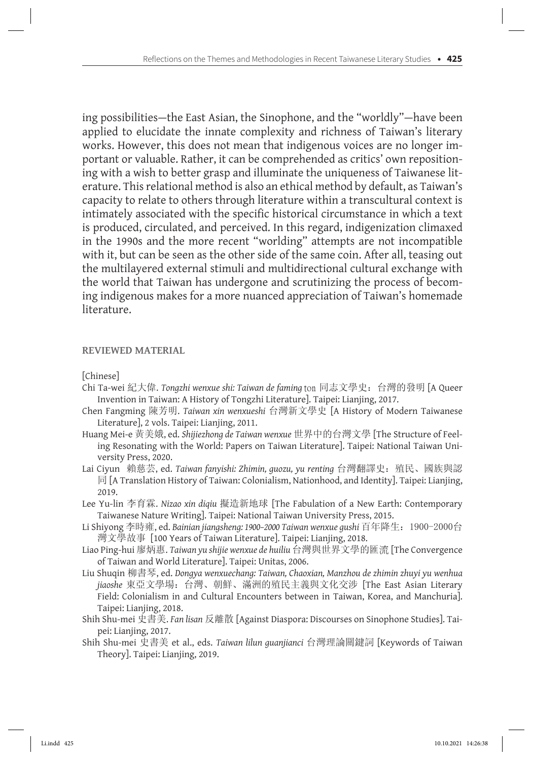ing possibilities—the East Asian, the Sinophone, and the "worldly"—have been applied to elucidate the innate complexity and richness of Taiwan's literary works. However, this does not mean that indigenous voices are no longer important or valuable. Rather, it can be comprehended as critics' own repositioning with a wish to better grasp and illuminate the uniqueness of Taiwanese literature. This relational method is also an ethical method by default, as Taiwan's capacity to relate to others through literature within a transcultural context is intimately associated with the specific historical circumstance in which a text is produced, circulated, and perceived. In this regard, indigenization climaxed in the 1990s and the more recent "worlding" attempts are not incompatible with it, but can be seen as the other side of the same coin. After all, teasing out the multilayered external stimuli and multidirectional cultural exchange with the world that Taiwan has undergone and scrutinizing the process of becoming indigenous makes for a more nuanced appreciation of Taiwan's homemade literature.

## REVIEWED MATERIAL

[Chinese]

Chi Ta-wei 紀大偉. *Tongzhi wenxue shi: Taiwan de faming* ton 同志文學史：台灣的發明 [A Queer Invention in Taiwan: A History of Tongzhi Literature]. Taipei: Lianjing, 2017.

Chen Fangming 陳芳明. *Taiwan xin wenxueshi* 台灣新文學史 [A History of Modern Taiwanese Literature], 2 vols. Taipei: Lianjing, 2011.

Huang Mei-e 黃美娥, ed. *Shijiezhong de Taiwan wenxue* 世界中的台灣文學 [The Structure of Feeling Resonating with the World: Papers on Taiwan Literature]. Taipei: National Taiwan University Press, 2020.

Lai Ciyun 賴慈芸, ed. *Taiwan fanyishi: Zhimin, guozu, yu renting* 台灣翻譯史：殖民、國族與認同 [A Translation History of Taiwan: Colonialism, Nationhood, and Identity]. Taipei: Lianjing, 2019.

Lee Yu-lin 李育霖. *Nizao xin diqiu* 擬造新地球 [The Fabulation of a New Earth: Contemporary Taiwanese Nature Writing]. Taipei: National Taiwan University Press, 2015.

Li Shiyong 李時雍, ed. *Bainian jiangsheng: 1900–2000 Taiwan wenxue gushi* 百年降生：1900–2000台灣文學故事 [100 Years of Taiwan Literature]. Taipei: Lianjing, 2018.

Liao Ping-hui 廖炳惠. *Taiwan yu shijie wenxue de huiliu* 台灣與世界文學的匯流 [The Convergence of Taiwan and World Literature]. Taipei: Unitas, 2006.

Liu Shuqin 柳書琴, ed. *Dongya wenxuechang: Taiwan, Chaoxian, Manzhou de zhimin zhuyi yu wenhua jiaoshe* 東亞文學場：台灣、朝鮮、滿洲的殖民主義與文化交涉 [The East Asian Literary Field: Colonialism in and Cultural Encounters between in Taiwan, Korea, and Manchuria]. Taipei: Lianjing, 2018.

Shih Shu-mei 史書美. *Fan lisan* 反離散 [Against Diaspora: Discourses on Sinophone Studies]. Taipei: Lianjing, 2017.

Shih Shu-mei 史書美 et al., eds. *Taiwan lilun guanjianci* 台灣理論關鍵詞 [Keywords of Taiwan Theory]. Taipei: Lianjing, 2019.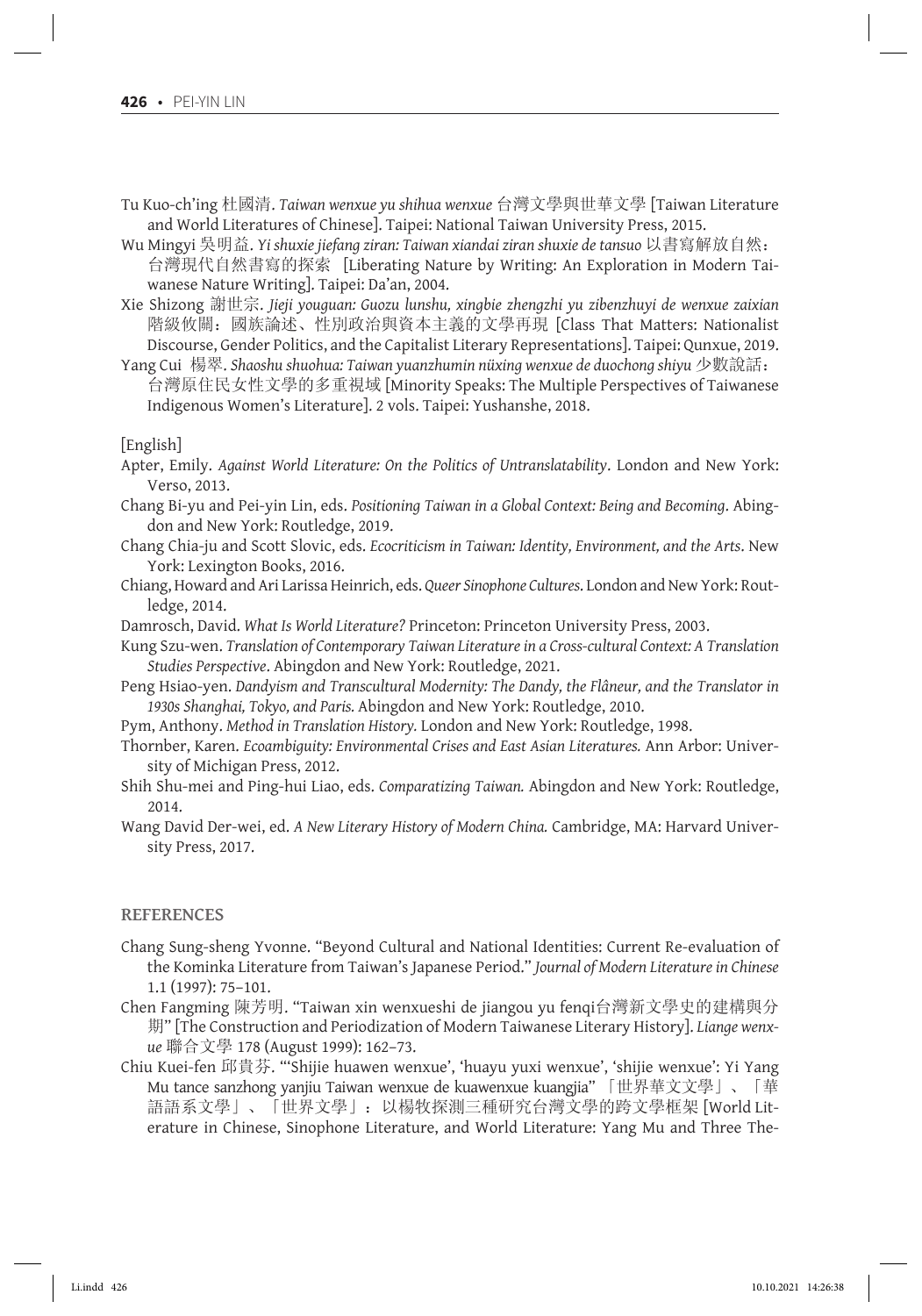Tu Kuo-ch'ing 杜國清. *Taiwan wenxue yu shihua wenxue* 台灣文學與世華文學 [Taiwan Literature and World Literatures of Chinese]. Taipei: National Taiwan University Press, 2015.

Wu Mingyi 吳明益. *Yi shuxie jiefang ziran: Taiwan xiandai ziran shuxie de tansuo* 以書寫解放自然：台灣現代自然書寫的探索 [Liberating Nature by Writing: An Exploration in Modern Taiwanese Nature Writing]. Taipei: Da'an, 2004.

Xie Shizong 謝世宗. *Jieji youguan: Guozu lunshu, xingbie zhengzhi yu zibenzhuyi de wenxue zaixian* 階級攸關：國族論述、性別政治與資本主義的文學再現 [Class That Matters: Nationalist Discourse, Gender Politics, and the Capitalist Literary Representations]. Taipei: Qunxue, 2019.

Yang Cui 楊翠. *Shaoshu shuohua: Taiwan yuanzhumin nüxing wenxue de duochong shiyu* 少數說話：台灣原住民女性文學的多重視域 [Minority Speaks: The Multiple Perspectives of Taiwanese Indigenous Women's Literature]. 2 vols. Taipei: Yushanshe, 2018.

[English]

Apter, Emily. *Against World Literature: On the Politics of Untranslatability*. London and New York: Verso, 2013.

Chang Bi-yu and Pei-yin Lin, eds. *Positioning Taiwan in a Global Context: Being and Becoming*. Abingdon and New York: Routledge, 2019.

Chang Chia-ju and Scott Slovic, eds. *Ecocriticism in Taiwan: Identity, Environment, and the Arts*. New York: Lexington Books, 2016.

Chiang, Howard and Ari Larissa Heinrich, eds. *Queer Sinophone Cultures*. London and New York: Routledge, 2014.

Damrosch, David. *What Is World Literature?* Princeton: Princeton University Press, 2003.

Kung Szu-wen. *Translation of Contemporary Taiwan Literature in a Cross-cultural Context: A Translation Studies Perspective*. Abingdon and New York: Routledge, 2021.

Peng Hsiao-yen. *Dandyism and Transcultural Modernity: The Dandy, the Flâneur, and the Translator in 1930s Shanghai, Tokyo, and Paris*. Abingdon and New York: Routledge, 2010.

Pym, Anthony. *Method in Translation History*. London and New York: Routledge, 1998.

Thornber, Karen. *Ecoambiguity: Environmental Crises and East Asian Literatures*. Ann Arbor: University of Michigan Press, 2012.

Shih Shu-mei and Ping-hui Liao, eds. *Comparatizing Taiwan*. Abingdon and New York: Routledge, 2014.

Wang David Der-wei, ed. *A New Literary History of Modern China*. Cambridge, MA: Harvard University Press, 2017.

## REFERENCES

Chang Sung-sheng Yvonne. "Beyond Cultural and National Identities: Current Re-evaluation of the Kominka Literature from Taiwan's Japanese Period." *Journal of Modern Literature in Chinese* 1.1 (1997): 75–101.

Chen Fangming 陳芳明. "Taiwan xin wenxueshi de jiangou yu fenqi台灣新文學史的建構與分期" [The Construction and Periodization of Modern Taiwanese Literary History]. *Liange wenxue* 聯合文學 178 (August 1999): 162–73.

Chiu Kuei-fen 邱貴芬. "'Shijie huawen wenxue', 'huayu yuxi wenxue', 'shijie wenxue': Yi Yang Mu tance sanzhong yanjiu Taiwan wenxue de kuawenxue kuangjia" 「世界華文文學」、「華語語系文學」、「世界文學」：以楊牧探測三種研究台灣文學的跨文學框架 [World Literature in Chinese, Sinophone Literature, and World Literature: Yang Mu and Three The-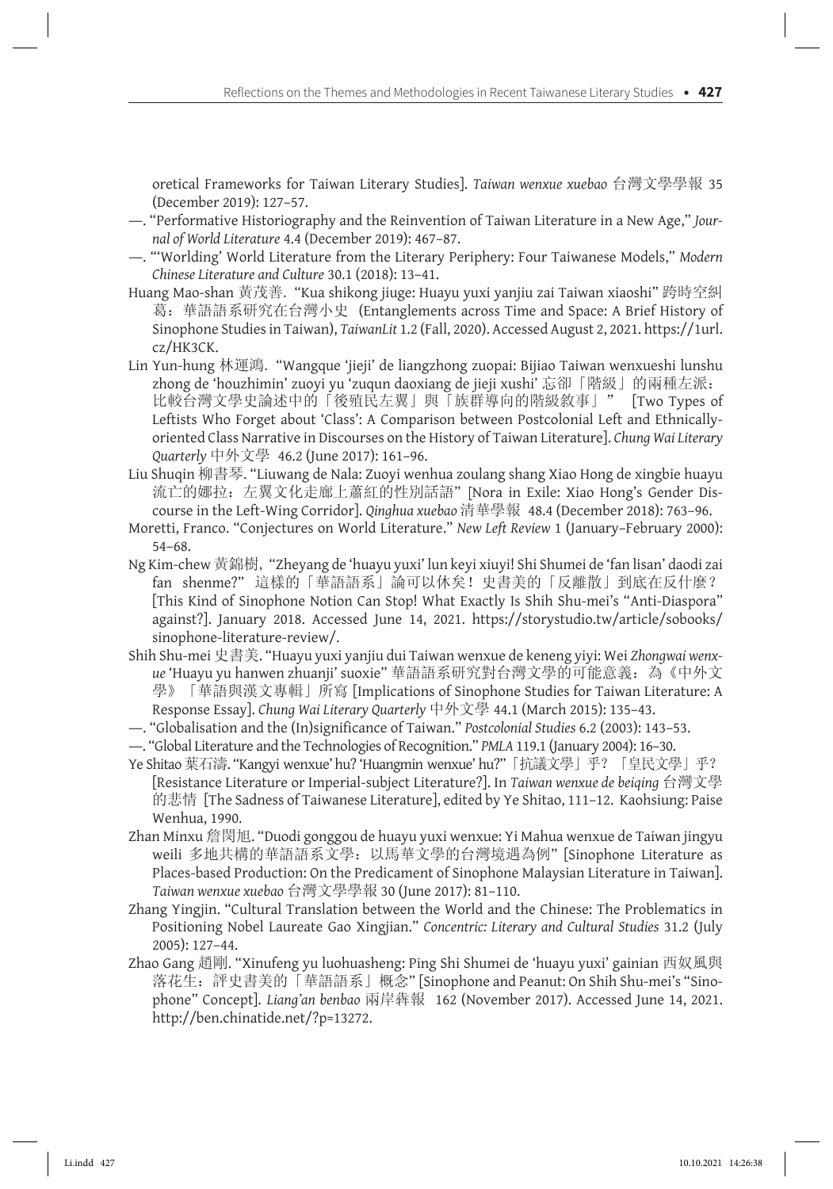oretical Frameworks for Taiwan Literary Studies]. *Taiwan wenxue xuebao* 台灣文學學報 35 (December 2019): 127–57.

—. "Performative Historiography and the Reinvention of Taiwan Literature in a New Age," *Journal of World Literature* 4.4 (December 2019): 467–87.

—. "'Worlding' World Literature from the Literary Periphery: Four Taiwanese Models," *Modern Chinese Literature and Culture* 30.1 (2018): 13–41.

Huang Mao-shan 黃茂善. "Kua shikong jiuge: Huayu yuxi yanjiu zai Taiwan xiaoshi" 跨時空糾葛：華語語系研究在台灣小史 (Entanglements across Time and Space: A Brief History of Sinophone Studies in Taiwan), *TaiwanLit* 1.2 (Fall, 2020). Accessed August 2, 2021. https://1url.cz/HK3CK.

Lin Yun-hung 林運鴻. "Wangque 'jieji' de liangzhong zuopai: Bijiao Taiwan wenxueshi lunshu zhong de 'houzhimin' zuoyi yu 'zuqun daoxiang de jieji xushi' 忘卻「階級」的兩種左派：比較台灣文學史論述中的「後殖民左翼」與「族群導向的階級敘事」" [Two Types of Leftists Who Forget about 'Class': A Comparison between Postcolonial Left and Ethnically-oriented Class Narrative in Discourses on the History of Taiwan Literature]. *Chung Wai Literary Quarterly* 中外文學 46.2 (June 2017): 161–96.

Liu Shuqin 柳書琴. "Liuwang de Nala: Zuoyi wenhua zoulang shang Xiao Hong de xingbie huayu 流亡的娜拉：左翼文化走廊上蕭紅的性別話語" [Nora in Exile: Xiao Hong's Gender Discourse in the Left-Wing Corridor]. *Qinghua xuebao* 清華學報 48.4 (December 2018): 763–96.

Moretti, Franco. "Conjectures on World Literature." *New Left Review* 1 (January–February 2000): 54–68.

Ng Kim-chew 黃錦樹, "Zheyang de 'huayu yuxi' lun keyi xiuyi! Shi Shumei de 'fan lisan' daodi zai fan shenme?" 這樣的「華語語系」論可以休矣！史書美的「反離散」到底在反什麼？ [This Kind of Sinophone Notion Can Stop! What Exactly Is Shih Shu-mei's "Anti-Diaspora" against?]. January 2018. Accessed June 14, 2021. https://storystudio.tw/article/sobooks/sinophone-literature-review/.

Shih Shu-mei 史書美. "Huayu yuxi yanjiu dui Taiwan wenxue de keneng yiyi: Wei *Zhongwai wenxue* 'Huayu yu hanwen zhuanji' suoxie" 華語語系研究對台灣文學的可能意義：為《中外文學》「華語與漢文專輯」所寫 [Implications of Sinophone Studies for Taiwan Literature: A Response Essay]. *Chung Wai Literary Quarterly* 中外文學 44.1 (March 2015): 135–43.

—. "Globalisation and the (In)significance of Taiwan." *Postcolonial Studies* 6.2 (2003): 143–53.

—. "Global Literature and the Technologies of Recognition." *PMLA* 119.1 (January 2004): 16–30.

Ye Shitao 葉石濤. "Kangyi wenxue' hu? 'Huangmin wenxue' hu?"「抗議文學」乎？「皇民文學」乎？ [Resistance Literature or Imperial-subject Literature?]. In *Taiwan wenxue de beiqing* 台灣文學的悲情 [The Sadness of Taiwanese Literature], edited by Ye Shitao, 111–12. Kaohsiung: Paise Wenhua, 1990.

Zhan Minxu 詹閔旭. "Duodi gonggou de huayu yuxi wenxue: Yi Mahua wenxue de Taiwan jingyu weili 多地共構的華語語系文學：以馬華文學的台灣境遇為例" [Sinophone Literature as Places-based Production: On the Predicament of Sinophone Malaysian Literature in Taiwan]. *Taiwan wenxue xuebao* 台灣文學學報 30 (June 2017): 81–110.

Zhang Yingjin. "Cultural Translation between the World and the Chinese: The Problematics in Positioning Nobel Laureate Gao Xingjian." *Concentric: Literary and Cultural Studies* 31.2 (July 2005): 127–44.

Zhao Gang 趙剛. "Xinufeng yu luohuasheng: Ping Shi Shumei de 'huayu yuxi' gainian 西奴風與落花生：評史書美的「華語語系」概念" [Sinophone and Peanut: On Shih Shu-mei's "Sinophone" Concept]. *Liang'an benbao* 兩岸犇報 162 (November 2017). Accessed June 14, 2021. http://ben.chinatide.net/?p=13272.